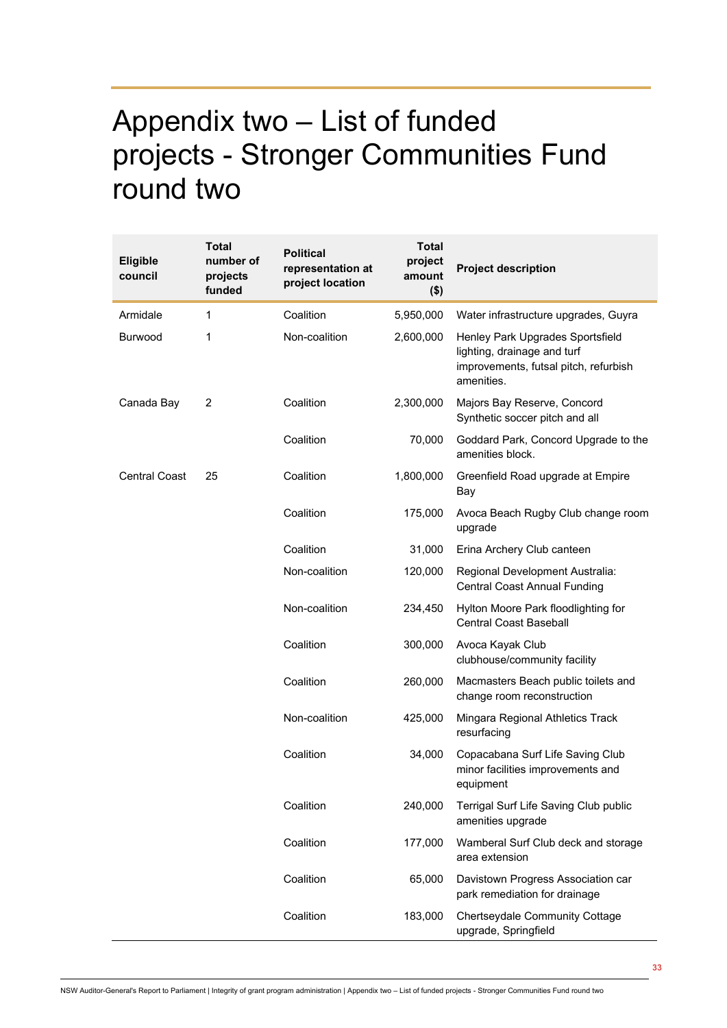# Appendix two – List of funded projects - Stronger Communities Fund round two

| Eligible council | Total number of projects funded | Political representation at project location | Total project amount ($) | Project description |
|---|---|---|---|---|
| Armidale | 1 | Coalition | 5,950,000 | Water infrastructure upgrades, Guyra |
| Burwood | 1 | Non-coalition | 2,600,000 | Henley Park Upgrades Sportsfield lighting, drainage and turf improvements, futsal pitch, refurbish amenities. |
| Canada Bay | 2 | Coalition | 2,300,000 | Majors Bay Reserve, Concord Synthetic soccer pitch and all |
| | | Coalition | 70,000 | Goddard Park, Concord Upgrade to the amenities block. |
| Central Coast | 25 | Coalition | 1,800,000 | Greenfield Road upgrade at Empire Bay |
| | | Coalition | 175,000 | Avoca Beach Rugby Club change room upgrade |
| | | Coalition | 31,000 | Erina Archery Club canteen |
| | | Non-coalition | 120,000 | Regional Development Australia: Central Coast Annual Funding |
| | | Non-coalition | 234,450 | Hylton Moore Park floodlighting for Central Coast Baseball |
| | | Coalition | 300,000 | Avoca Kayak Club clubhouse/community facility |
| | | Coalition | 260,000 | Macmasters Beach public toilets and change room reconstruction |
| | | Non-coalition | 425,000 | Mingara Regional Athletics Track resurfacing |
| | | Coalition | 34,000 | Copacabana Surf Life Saving Club minor facilities improvements and equipment |
| | | Coalition | 240,000 | Terrigal Surf Life Saving Club public amenities upgrade |
| | | Coalition | 177,000 | Wamberal Surf Club deck and storage area extension |
| | | Coalition | 65,000 | Davistown Progress Association car park remediation for drainage |
| | | Coalition | 183,000 | Chertseydale Community Cottage upgrade, Springfield |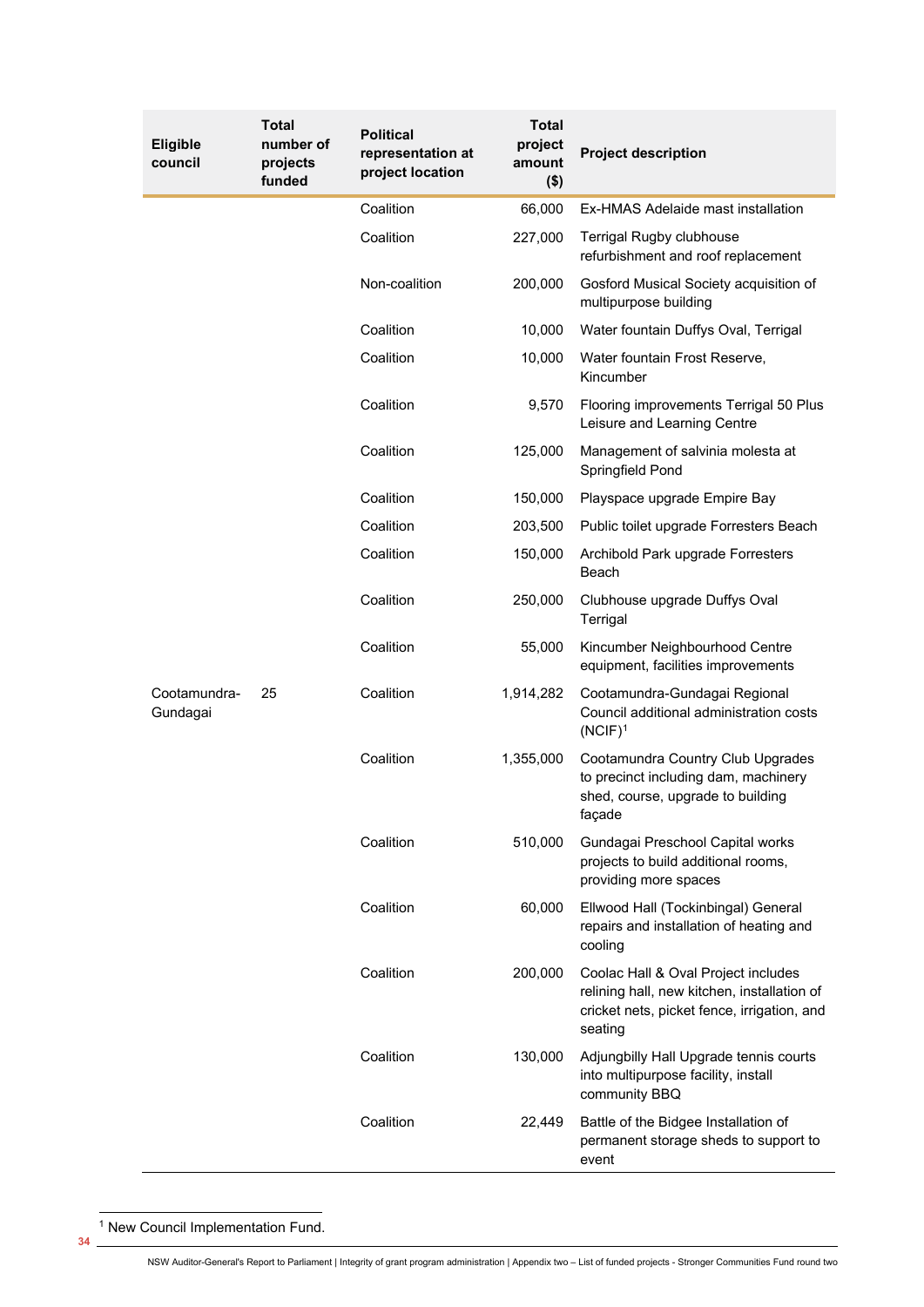| Eligible council | Total number of projects funded | Political representation at project location | Total project amount ($) | Project description |
| --- | --- | --- | --- | --- |
| | | Coalition | 66,000 | Ex-HMAS Adelaide mast installation |
| | | Coalition | 227,000 | Terrigal Rugby clubhouse refurbishment and roof replacement |
| | | Non-coalition | 200,000 | Gosford Musical Society acquisition of multipurpose building |
| | | Coalition | 10,000 | Water fountain Duffys Oval, Terrigal |
| | | Coalition | 10,000 | Water fountain Frost Reserve, Kincumber |
| | | Coalition | 9,570 | Flooring improvements Terrigal 50 Plus Leisure and Learning Centre |
| | | Coalition | 125,000 | Management of salvinia molesta at Springfield Pond |
| | | Coalition | 150,000 | Playspace upgrade Empire Bay |
| | | Coalition | 203,500 | Public toilet upgrade Forresters Beach |
| | | Coalition | 150,000 | Archibold Park upgrade Forresters Beach |
| | | Coalition | 250,000 | Clubhouse upgrade Duffys Oval Terrigal |
| | | Coalition | 55,000 | Kincumber Neighbourhood Centre equipment, facilities improvements |
| Cootamundra-Gundagai | 25 | Coalition | 1,914,282 | Cootamundra-Gundagai Regional Council additional administration costs (NCIF)[1] |
| | | Coalition | 1,355,000 | Cootamundra Country Club Upgrades to precinct including dam, machinery shed, course, upgrade to building façade |
| | | Coalition | 510,000 | Gundagai Preschool Capital works projects to build additional rooms, providing more spaces |
| | | Coalition | 60,000 | Ellwood Hall (Tockinbingal) General repairs and installation of heating and cooling |
| | | Coalition | 200,000 | Coolac Hall & Oval Project includes relining hall, new kitchen, installation of cricket nets, picket fence, irrigation, and seating |
| | | Coalition | 130,000 | Adjungbilly Hall Upgrade tennis courts into multipurpose facility, install community BBQ |
| | | Coalition | 22,449 | Battle of the Bidgee Installation of permanent storage sheds to support to event |

[1] New Council Implementation Fund.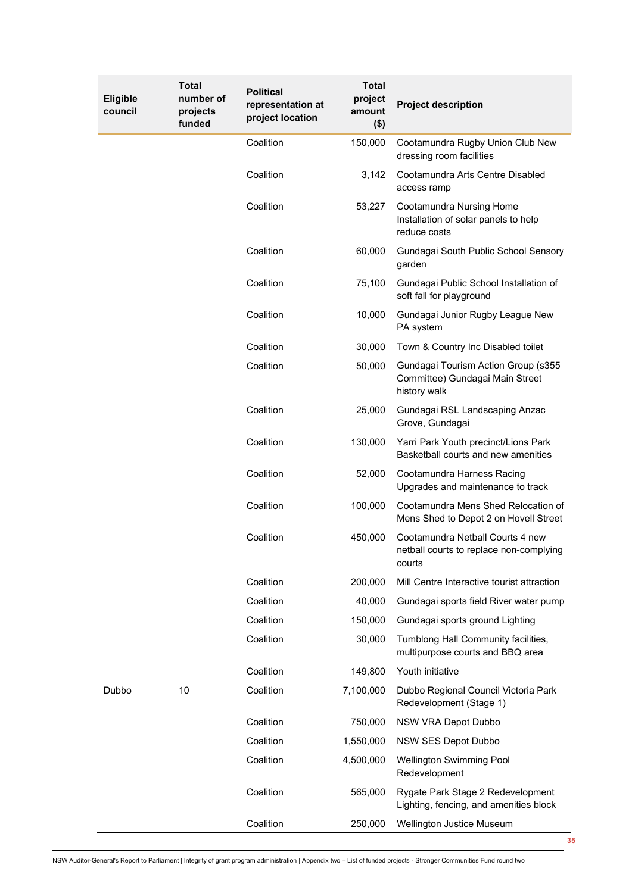| Eligible council | Total number of projects funded | Political representation at project location | Total project amount ($) | Project description |
|---|---|---|---|---|
| | | Coalition | 150,000 | Cootamundra Rugby Union Club New dressing room facilities |
| | | Coalition | 3,142 | Cootamundra Arts Centre Disabled access ramp |
| | | Coalition | 53,227 | Cootamundra Nursing Home Installation of solar panels to help reduce costs |
| | | Coalition | 60,000 | Gundagai South Public School Sensory garden |
| | | Coalition | 75,100 | Gundagai Public School Installation of soft fall for playground |
| | | Coalition | 10,000 | Gundagai Junior Rugby League New PA system |
| | | Coalition | 30,000 | Town & Country Inc Disabled toilet |
| | | Coalition | 50,000 | Gundagai Tourism Action Group (s355 Committee) Gundagai Main Street history walk |
| | | Coalition | 25,000 | Gundagai RSL Landscaping Anzac Grove, Gundagai |
| | | Coalition | 130,000 | Yarri Park Youth precinct/Lions Park Basketball courts and new amenities |
| | | Coalition | 52,000 | Cootamundra Harness Racing Upgrades and maintenance to track |
| | | Coalition | 100,000 | Cootamundra Mens Shed Relocation of Mens Shed to Depot 2 on Hovell Street |
| | | Coalition | 450,000 | Cootamundra Netball Courts 4 new netball courts to replace non-complying courts |
| | | Coalition | 200,000 | Mill Centre Interactive tourist attraction |
| | | Coalition | 40,000 | Gundagai sports field River water pump |
| | | Coalition | 150,000 | Gundagai sports ground Lighting |
| | | Coalition | 30,000 | Tumblong Hall Community facilities, multipurpose courts and BBQ area |
| | | Coalition | 149,800 | Youth initiative |
| Dubbo | 10 | Coalition | 7,100,000 | Dubbo Regional Council Victoria Park Redevelopment (Stage 1) |
| | | Coalition | 750,000 | NSW VRA Depot Dubbo |
| | | Coalition | 1,550,000 | NSW SES Depot Dubbo |
| | | Coalition | 4,500,000 | Wellington Swimming Pool Redevelopment |
| | | Coalition | 565,000 | Rygate Park Stage 2 Redevelopment Lighting, fencing, and amenities block |
| | | Coalition | 250,000 | Wellington Justice Museum |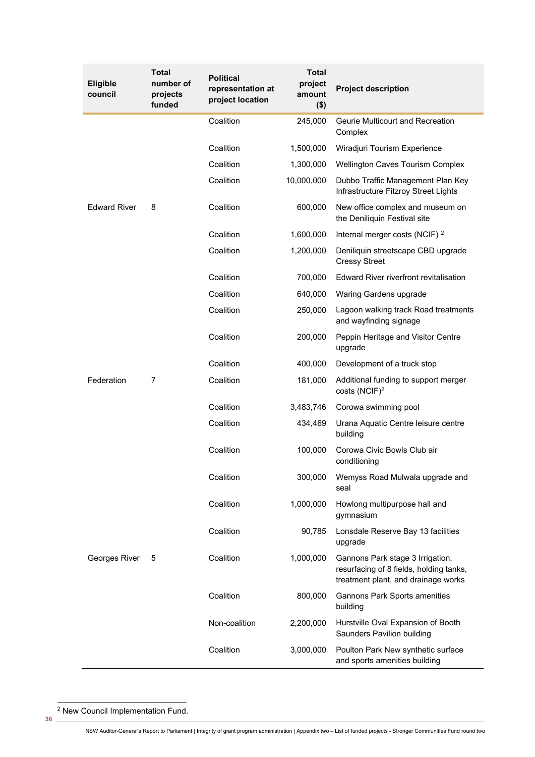| Eligible council | Total number of projects funded | Political representation at project location | Total project amount ($) | Project description |
|---|---|---|---|---|
| | | Coalition | 245,000 | Geurie Multicourt and Recreation Complex |
| | | Coalition | 1,500,000 | Wiradjuri Tourism Experience |
| | | Coalition | 1,300,000 | Wellington Caves Tourism Complex |
| | | Coalition | 10,000,000 | Dubbo Traffic Management Plan Key Infrastructure Fitzroy Street Lights |
| Edward River | 8 | Coalition | 600,000 | New office complex and museum on the Deniliquin Festival site |
| | | Coalition | 1,600,000 | Internal merger costs (NCIF) [2] |
| | | Coalition | 1,200,000 | Deniliquin streetscape CBD upgrade Cressy Street |
| | | Coalition | 700,000 | Edward River riverfront revitalisation |
| | | Coalition | 640,000 | Waring Gardens upgrade |
| | | Coalition | 250,000 | Lagoon walking track Road treatments and wayfinding signage |
| | | Coalition | 200,000 | Peppin Heritage and Visitor Centre upgrade |
| | | Coalition | 400,000 | Development of a truck stop |
| Federation | 7 | Coalition | 181,000 | Additional funding to support merger costs (NCIF)[2] |
| | | Coalition | 3,483,746 | Corowa swimming pool |
| | | Coalition | 434,469 | Urana Aquatic Centre leisure centre building |
| | | Coalition | 100,000 | Corowa Civic Bowls Club air conditioning |
| | | Coalition | 300,000 | Wemyss Road Mulwala upgrade and seal |
| | | Coalition | 1,000,000 | Howlong multipurpose hall and gymnasium |
| | | Coalition | 90,785 | Lonsdale Reserve Bay 13 facilities upgrade |
| Georges River | 5 | Coalition | 1,000,000 | Gannons Park stage 3 Irrigation, resurfacing of 8 fields, holding tanks, treatment plant, and drainage works |
| | | Coalition | 800,000 | Gannons Park Sports amenities building |
| | | Non-coalition | 2,200,000 | Hurstville Oval Expansion of Booth Saunders Pavilion building |
| | | Coalition | 3,000,000 | Poulton Park New synthetic surface and sports amenities building |

[2] New Council Implementation Fund.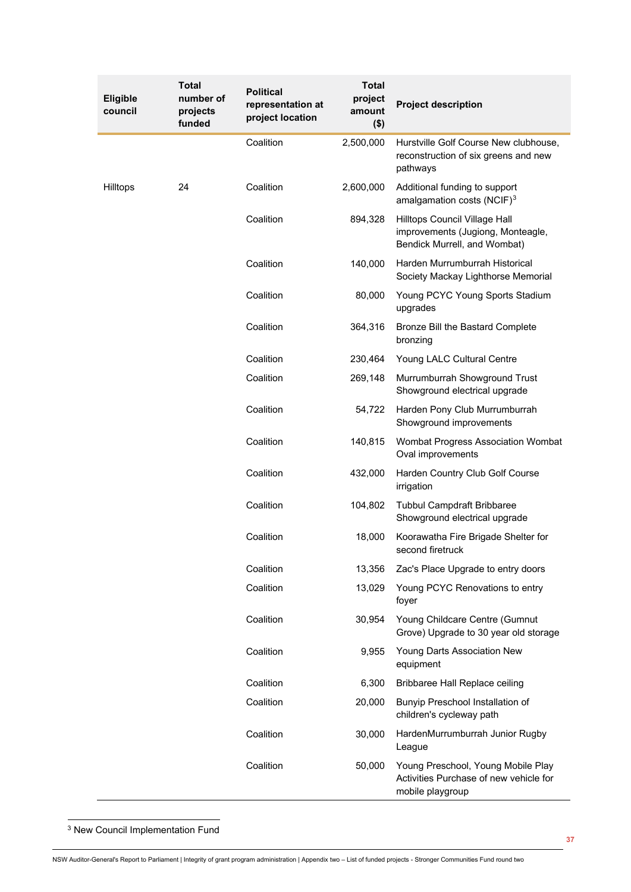| Eligible council | Total number of projects funded | Political representation at project location | Total project amount ($) | Project description |
|---|---|---|---|---|
| | | Coalition | 2,500,000 | Hurstville Golf Course New clubhouse, reconstruction of six greens and new pathways |
| Hilltops | 24 | Coalition | 2,600,000 | Additional funding to support amalgamation costs (NCIF)[3] |
| | | Coalition | 894,328 | Hilltops Council Village Hall improvements (Jugiong, Monteagle, Bendick Murrell, and Wombat) |
| | | Coalition | 140,000 | Harden Murrumburrah Historical Society Mackay Lighthorse Memorial |
| | | Coalition | 80,000 | Young PCYC Young Sports Stadium upgrades |
| | | Coalition | 364,316 | Bronze Bill the Bastard Complete bronzing |
| | | Coalition | 230,464 | Young LALC Cultural Centre |
| | | Coalition | 269,148 | Murrumburrah Showground Trust Showground electrical upgrade |
| | | Coalition | 54,722 | Harden Pony Club Murrumburrah Showground improvements |
| | | Coalition | 140,815 | Wombat Progress Association Wombat Oval improvements |
| | | Coalition | 432,000 | Harden Country Club Golf Course irrigation |
| | | Coalition | 104,802 | Tubbul Campdraft Bribbaree Showground electrical upgrade |
| | | Coalition | 18,000 | Koorawatha Fire Brigade Shelter for second firetruck |
| | | Coalition | 13,356 | Zac's Place Upgrade to entry doors |
| | | Coalition | 13,029 | Young PCYC Renovations to entry foyer |
| | | Coalition | 30,954 | Young Childcare Centre (Gumnut Grove) Upgrade to 30 year old storage |
| | | Coalition | 9,955 | Young Darts Association New equipment |
| | | Coalition | 6,300 | Bribbaree Hall Replace ceiling |
| | | Coalition | 20,000 | Bunyip Preschool Installation of children's cycleway path |
| | | Coalition | 30,000 | HardenMurrumburrah Junior Rugby League |
| | | Coalition | 50,000 | Young Preschool, Young Mobile Play Activities Purchase of new vehicle for mobile playgroup |

[3] New Council Implementation Fund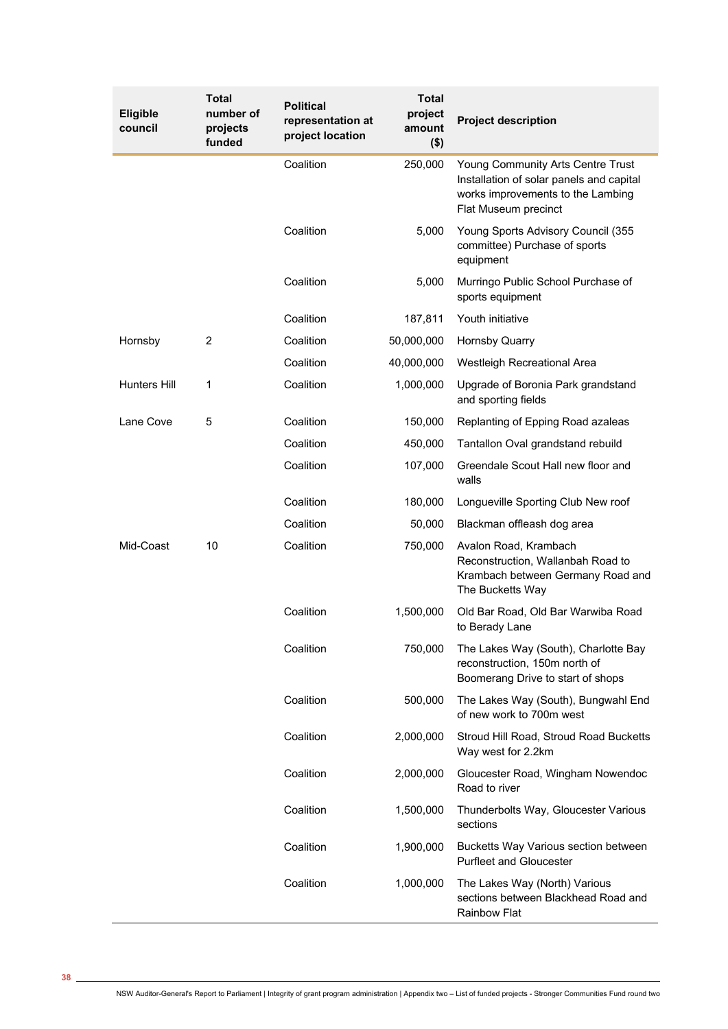| Eligible council | Total number of projects funded | Political representation at project location | Total project amount ($) | Project description |
|---|---|---|---|---|
| | | Coalition | 250,000 | Young Community Arts Centre Trust Installation of solar panels and capital works improvements to the Lambing Flat Museum precinct |
| | | Coalition | 5,000 | Young Sports Advisory Council (355 committee) Purchase of sports equipment |
| | | Coalition | 5,000 | Murringo Public School Purchase of sports equipment |
| | | Coalition | 187,811 | Youth initiative |
| Hornsby | 2 | Coalition | 50,000,000 | Hornsby Quarry |
| | | Coalition | 40,000,000 | Westleigh Recreational Area |
| Hunters Hill | 1 | Coalition | 1,000,000 | Upgrade of Boronia Park grandstand and sporting fields |
| Lane Cove | 5 | Coalition | 150,000 | Replanting of Epping Road azaleas |
| | | Coalition | 450,000 | Tantallon Oval grandstand rebuild |
| | | Coalition | 107,000 | Greendale Scout Hall new floor and walls |
| | | Coalition | 180,000 | Longueville Sporting Club New roof |
| | | Coalition | 50,000 | Blackman offleash dog area |
| Mid-Coast | 10 | Coalition | 750,000 | Avalon Road, Krambach Reconstruction, Wallanbah Road to Krambach between Germany Road and The Bucketts Way |
| | | Coalition | 1,500,000 | Old Bar Road, Old Bar Warwiba Road to Berady Lane |
| | | Coalition | 750,000 | The Lakes Way (South), Charlotte Bay reconstruction, 150m north of Boomerang Drive to start of shops |
| | | Coalition | 500,000 | The Lakes Way (South), Bungwahl End of new work to 700m west |
| | | Coalition | 2,000,000 | Stroud Hill Road, Stroud Road Bucketts Way west for 2.2km |
| | | Coalition | 2,000,000 | Gloucester Road, Wingham Nowendoc Road to river |
| | | Coalition | 1,500,000 | Thunderbolts Way, Gloucester Various sections |
| | | Coalition | 1,900,000 | Bucketts Way Various section between Purfleet and Gloucester |
| | | Coalition | 1,000,000 | The Lakes Way (North) Various sections between Blackhead Road and Rainbow Flat |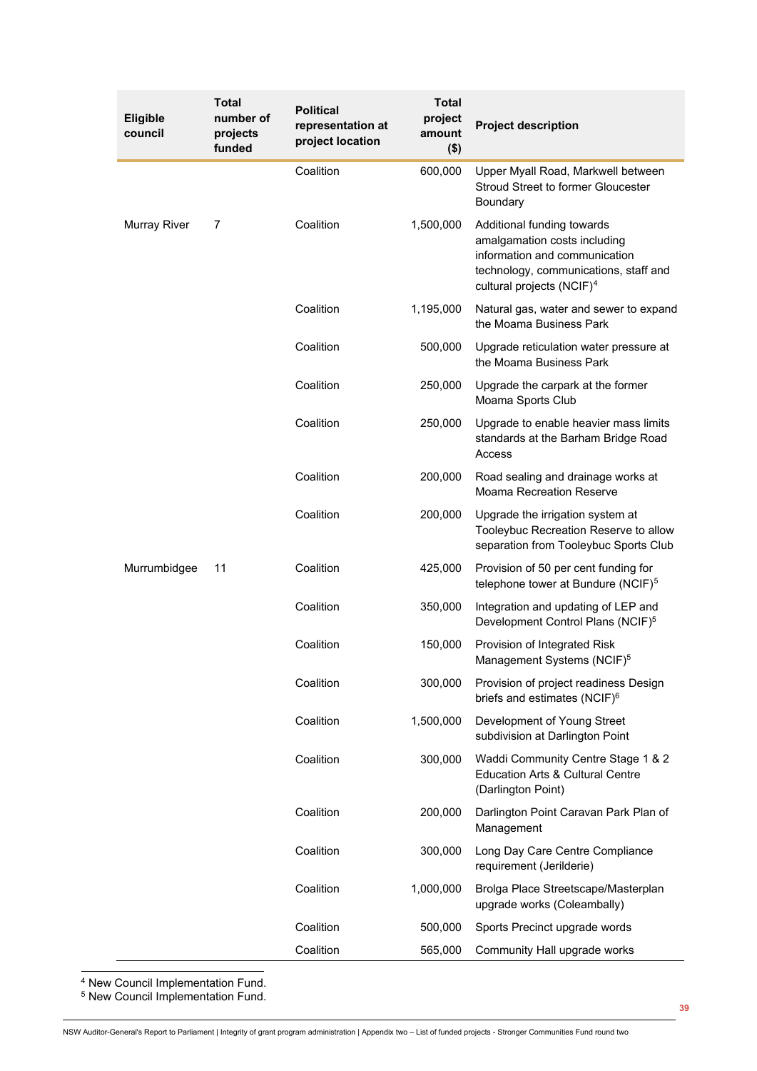| Eligible council | Total number of projects funded | Political representation at project location | Total project amount ($) | Project description |
|---|---|---|---|---|
| | | Coalition | 600,000 | Upper Myall Road, Markwell between Stroud Street to former Gloucester Boundary |
| Murray River | 7 | Coalition | 1,500,000 | Additional funding towards amalgamation costs including information and communication technology, communications, staff and cultural projects (NCIF)[4] |
| | | Coalition | 1,195,000 | Natural gas, water and sewer to expand the Moama Business Park |
| | | Coalition | 500,000 | Upgrade reticulation water pressure at the Moama Business Park |
| | | Coalition | 250,000 | Upgrade the carpark at the former Moama Sports Club |
| | | Coalition | 250,000 | Upgrade to enable heavier mass limits standards at the Barham Bridge Road Access |
| | | Coalition | 200,000 | Road sealing and drainage works at Moama Recreation Reserve |
| | | Coalition | 200,000 | Upgrade the irrigation system at Tooleybuc Recreation Reserve to allow separation from Tooleybuc Sports Club |
| Murrumbidgee | 11 | Coalition | 425,000 | Provision of 50 per cent funding for telephone tower at Bundure (NCIF)[5] |
| | | Coalition | 350,000 | Integration and updating of LEP and Development Control Plans (NCIF)[5] |
| | | Coalition | 150,000 | Provision of Integrated Risk Management Systems (NCIF)[5] |
| | | Coalition | 300,000 | Provision of project readiness Design briefs and estimates (NCIF)[6] |
| | | Coalition | 1,500,000 | Development of Young Street subdivision at Darlington Point |
| | | Coalition | 300,000 | Waddi Community Centre Stage 1 & 2 Education Arts & Cultural Centre (Darlington Point) |
| | | Coalition | 200,000 | Darlington Point Caravan Park Plan of Management |
| | | Coalition | 300,000 | Long Day Care Centre Compliance requirement (Jerilderie) |
| | | Coalition | 1,000,000 | Brolga Place Streetscape/Masterplan upgrade works (Coleambally) |
| | | Coalition | 500,000 | Sports Precinct upgrade words |
| | | Coalition | 565,000 | Community Hall upgrade works |

[4] New Council Implementation Fund.
[5] New Council Implementation Fund.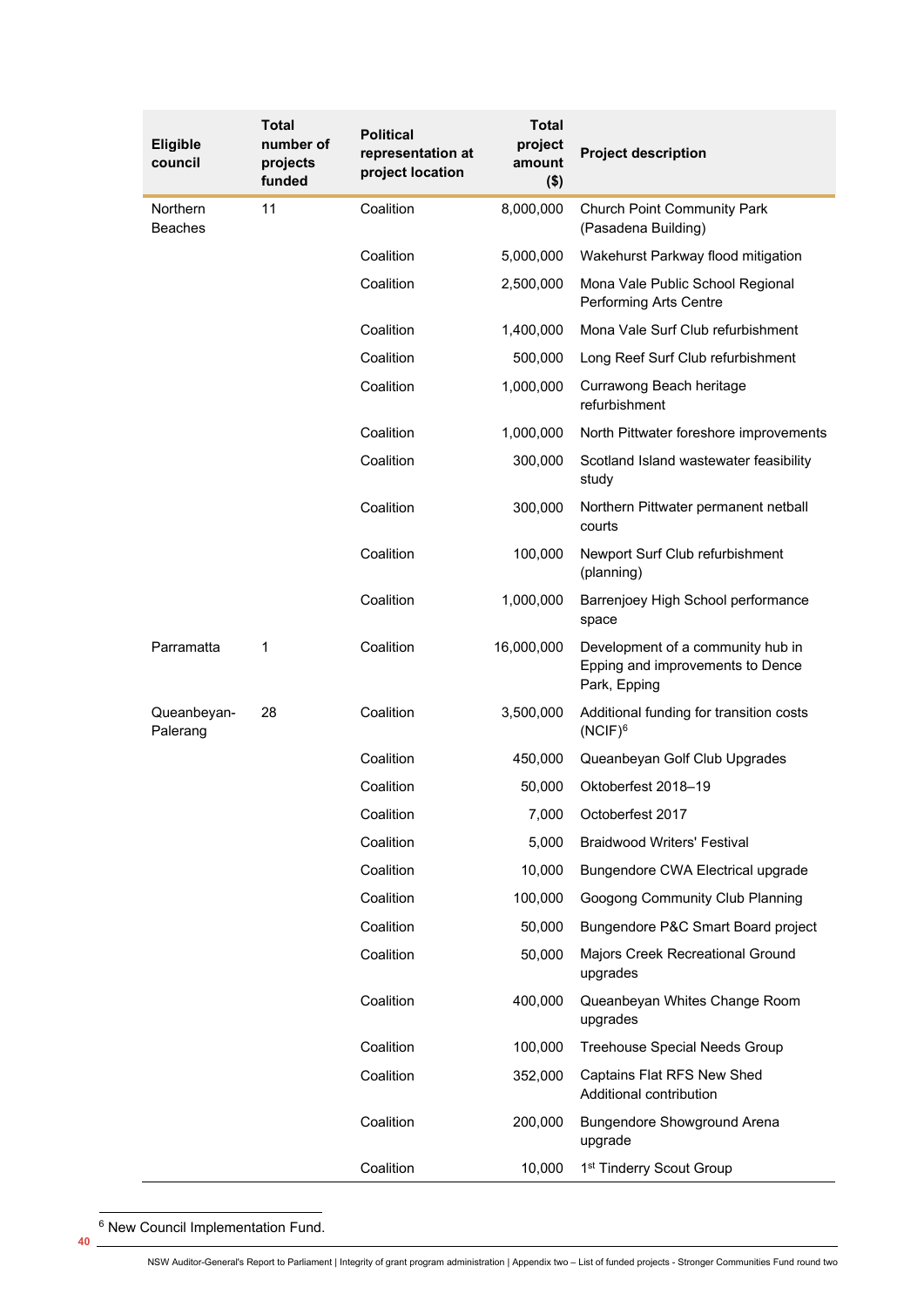| Eligible council | Total number of projects funded | Political representation at project location | Total project amount ($) | Project description |
|---|---|---|---|---|
| Northern Beaches | 11 | Coalition | 8,000,000 | Church Point Community Park (Pasadena Building) |
| | | Coalition | 5,000,000 | Wakehurst Parkway flood mitigation |
| | | Coalition | 2,500,000 | Mona Vale Public School Regional Performing Arts Centre |
| | | Coalition | 1,400,000 | Mona Vale Surf Club refurbishment |
| | | Coalition | 500,000 | Long Reef Surf Club refurbishment |
| | | Coalition | 1,000,000 | Currawong Beach heritage refurbishment |
| | | Coalition | 1,000,000 | North Pittwater foreshore improvements |
| | | Coalition | 300,000 | Scotland Island wastewater feasibility study |
| | | Coalition | 300,000 | Northern Pittwater permanent netball courts |
| | | Coalition | 100,000 | Newport Surf Club refurbishment (planning) |
| | | Coalition | 1,000,000 | Barrenjoey High School performance space |
| Parramatta | 1 | Coalition | 16,000,000 | Development of a community hub in Epping and improvements to Dence Park, Epping |
| Queanbeyan-Palerang | 28 | Coalition | 3,500,000 | Additional funding for transition costs (NCIF)[6] |
| | | Coalition | 450,000 | Queanbeyan Golf Club Upgrades |
| | | Coalition | 50,000 | Oktoberfest 2018–19 |
| | | Coalition | 7,000 | Octoberfest 2017 |
| | | Coalition | 5,000 | Braidwood Writers' Festival |
| | | Coalition | 10,000 | Bungendore CWA Electrical upgrade |
| | | Coalition | 100,000 | Googong Community Club Planning |
| | | Coalition | 50,000 | Bungendore P&C Smart Board project |
| | | Coalition | 50,000 | Majors Creek Recreational Ground upgrades |
| | | Coalition | 400,000 | Queanbeyan Whites Change Room upgrades |
| | | Coalition | 100,000 | Treehouse Special Needs Group |
| | | Coalition | 352,000 | Captains Flat RFS New Shed Additional contribution |
| | | Coalition | 200,000 | Bungendore Showground Arena upgrade |
| | | Coalition | 10,000 | 1st Tinderry Scout Group |

[6] New Council Implementation Fund.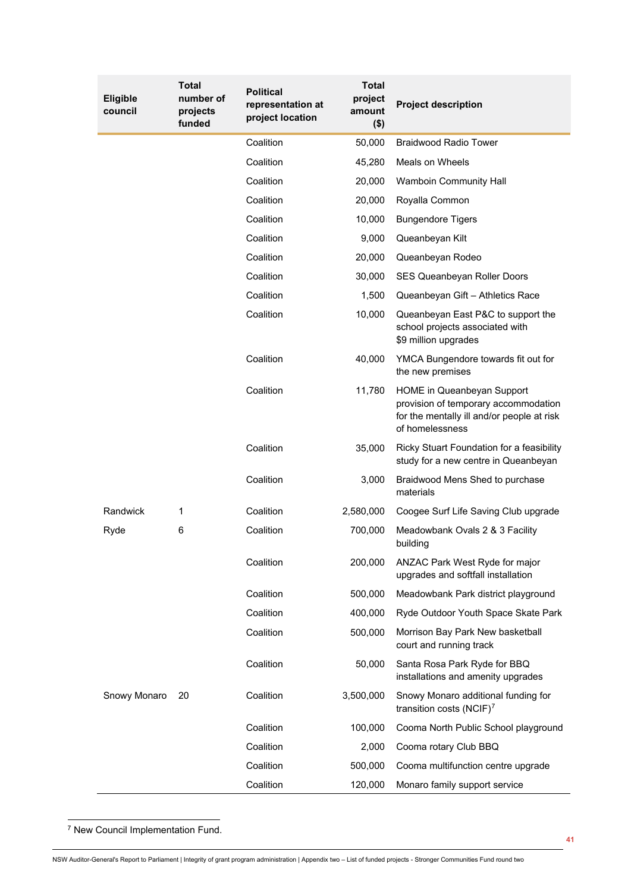| Eligible council | Total number of projects funded | Political representation at project location | Total project amount ($) | Project description |
|---|---|---|---|---|
| | | Coalition | 50,000 | Braidwood Radio Tower |
| | | Coalition | 45,280 | Meals on Wheels |
| | | Coalition | 20,000 | Wamboin Community Hall |
| | | Coalition | 20,000 | Royalla Common |
| | | Coalition | 10,000 | Bungendore Tigers |
| | | Coalition | 9,000 | Queanbeyan Kilt |
| | | Coalition | 20,000 | Queanbeyan Rodeo |
| | | Coalition | 30,000 | SES Queanbeyan Roller Doors |
| | | Coalition | 1,500 | Queanbeyan Gift – Athletics Race |
| | | Coalition | 10,000 | Queanbeyan East P&C to support the school projects associated with $9 million upgrades |
| | | Coalition | 40,000 | YMCA Bungendore towards fit out for the new premises |
| | | Coalition | 11,780 | HOME in Queanbeyan Support provision of temporary accommodation for the mentally ill and/or people at risk of homelessness |
| | | Coalition | 35,000 | Ricky Stuart Foundation for a feasibility study for a new centre in Queanbeyan |
| | | Coalition | 3,000 | Braidwood Mens Shed to purchase materials |
| Randwick | 1 | Coalition | 2,580,000 | Coogee Surf Life Saving Club upgrade |
| Ryde | 6 | Coalition | 700,000 | Meadowbank Ovals 2 & 3 Facility building |
| | | Coalition | 200,000 | ANZAC Park West Ryde for major upgrades and softfall installation |
| | | Coalition | 500,000 | Meadowbank Park district playground |
| | | Coalition | 400,000 | Ryde Outdoor Youth Space Skate Park |
| | | Coalition | 500,000 | Morrison Bay Park New basketball court and running track |
| | | Coalition | 50,000 | Santa Rosa Park Ryde for BBQ installations and amenity upgrades |
| Snowy Monaro | 20 | Coalition | 3,500,000 | Snowy Monaro additional funding for transition costs (NCIF)[7] |
| | | Coalition | 100,000 | Cooma North Public School playground |
| | | Coalition | 2,000 | Cooma rotary Club BBQ |
| | | Coalition | 500,000 | Cooma multifunction centre upgrade |
| | | Coalition | 120,000 | Monaro family support service |

[7] New Council Implementation Fund.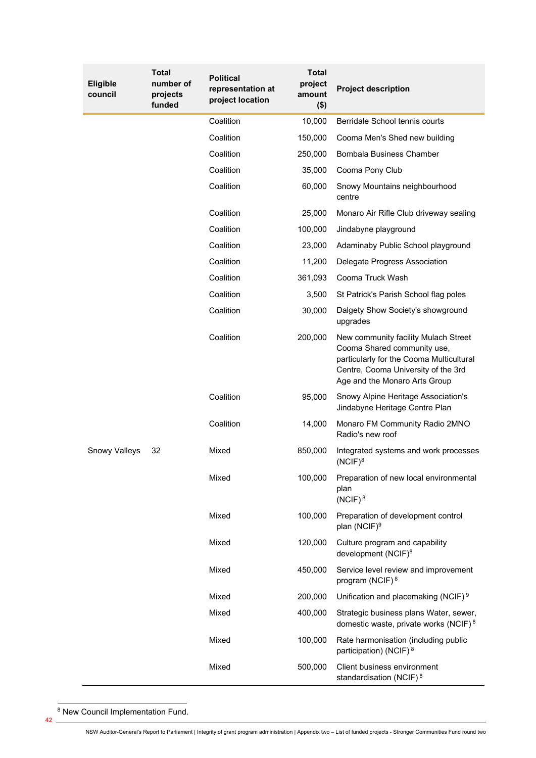| Eligible council | Total number of projects funded | Political representation at project location | Total project amount ($) | Project description |
|---|---|---|---|---|
| | | Coalition | 10,000 | Berridale School tennis courts |
| | | Coalition | 150,000 | Cooma Men's Shed new building |
| | | Coalition | 250,000 | Bombala Business Chamber |
| | | Coalition | 35,000 | Cooma Pony Club |
| | | Coalition | 60,000 | Snowy Mountains neighbourhood centre |
| | | Coalition | 25,000 | Monaro Air Rifle Club driveway sealing |
| | | Coalition | 100,000 | Jindabyne playground |
| | | Coalition | 23,000 | Adaminaby Public School playground |
| | | Coalition | 11,200 | Delegate Progress Association |
| | | Coalition | 361,093 | Cooma Truck Wash |
| | | Coalition | 3,500 | St Patrick's Parish School flag poles |
| | | Coalition | 30,000 | Dalgety Show Society's showground upgrades |
| | | Coalition | 200,000 | New community facility Mulach Street Cooma Shared community use, particularly for the Cooma Multicultural Centre, Cooma University of the 3rd Age and the Monaro Arts Group |
| | | Coalition | 95,000 | Snowy Alpine Heritage Association's Jindabyne Heritage Centre Plan |
| | | Coalition | 14,000 | Monaro FM Community Radio 2MNO Radio's new roof |
| Snowy Valleys | 32 | Mixed | 850,000 | Integrated systems and work processes (NCIF)[8] |
| | | Mixed | 100,000 | Preparation of new local environmental plan (NCIF)[8] |
| | | Mixed | 100,000 | Preparation of development control plan (NCIF)[9] |
| | | Mixed | 120,000 | Culture program and capability development (NCIF)[8] |
| | | Mixed | 450,000 | Service level review and improvement program (NCIF)[8] |
| | | Mixed | 200,000 | Unification and placemaking (NCIF)[9] |
| | | Mixed | 400,000 | Strategic business plans Water, sewer, domestic waste, private works (NCIF)[8] |
| | | Mixed | 100,000 | Rate harmonisation (including public participation) (NCIF)[8] |
| | | Mixed | 500,000 | Client business environment standardisation (NCIF)[8] |

[8] New Council Implementation Fund.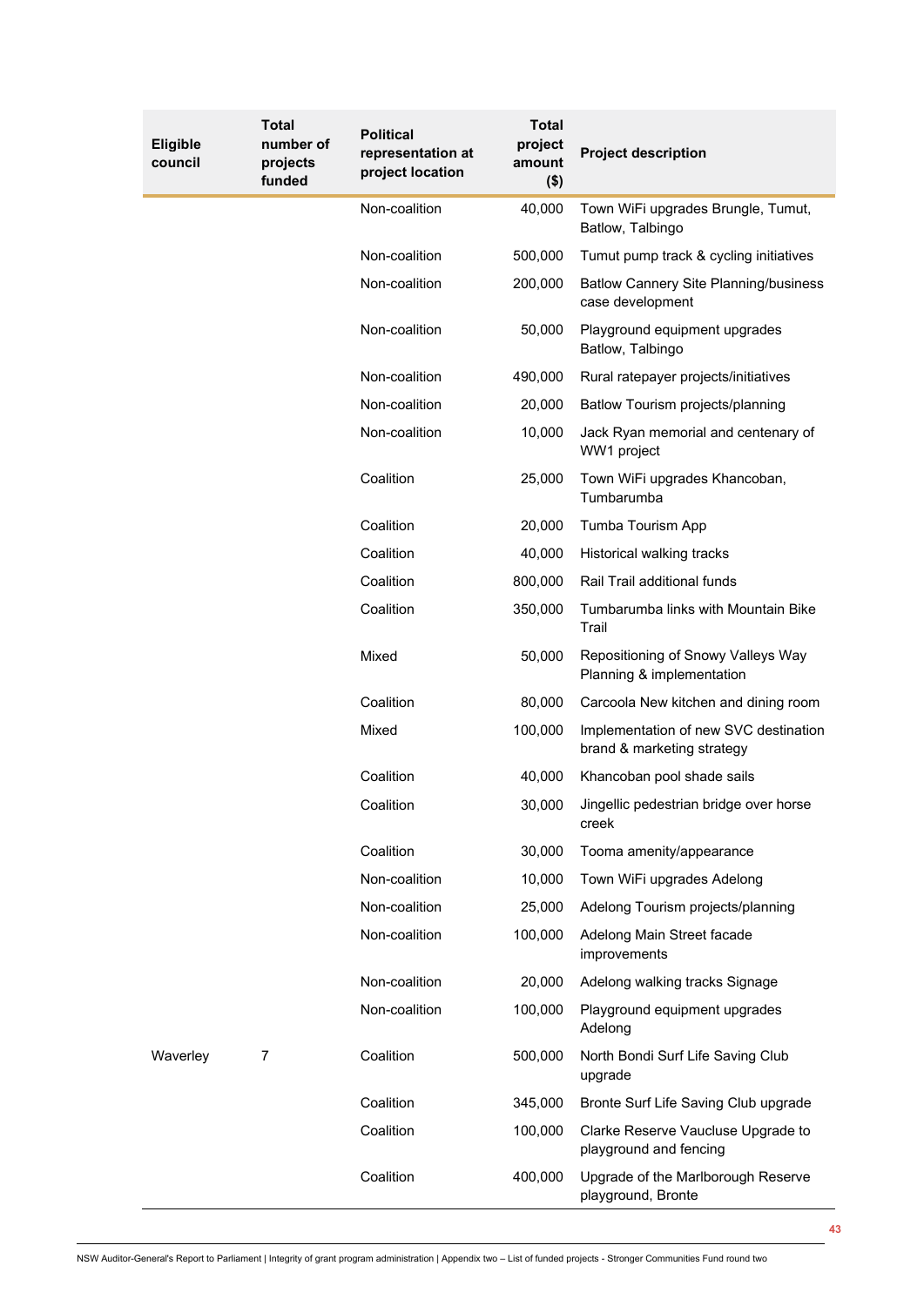| Eligible council | Total number of projects funded | Political representation at project location | Total project amount ($) | Project description |
|---|---|---|---|---|
| | | Non-coalition | 40,000 | Town WiFi upgrades Brungle, Tumut, Batlow, Talbingo |
| | | Non-coalition | 500,000 | Tumut pump track & cycling initiatives |
| | | Non-coalition | 200,000 | Batlow Cannery Site Planning/business case development |
| | | Non-coalition | 50,000 | Playground equipment upgrades Batlow, Talbingo |
| | | Non-coalition | 490,000 | Rural ratepayer projects/initiatives |
| | | Non-coalition | 20,000 | Batlow Tourism projects/planning |
| | | Non-coalition | 10,000 | Jack Ryan memorial and centenary of WW1 project |
| | | Coalition | 25,000 | Town WiFi upgrades Khancoban, Tumbarumba |
| | | Coalition | 20,000 | Tumba Tourism App |
| | | Coalition | 40,000 | Historical walking tracks |
| | | Coalition | 800,000 | Rail Trail additional funds |
| | | Coalition | 350,000 | Tumbarumba links with Mountain Bike Trail |
| | | Mixed | 50,000 | Repositioning of Snowy Valleys Way Planning & implementation |
| | | Coalition | 80,000 | Carcoola New kitchen and dining room |
| | | Mixed | 100,000 | Implementation of new SVC destination brand & marketing strategy |
| | | Coalition | 40,000 | Khancoban pool shade sails |
| | | Coalition | 30,000 | Jingellic pedestrian bridge over horse creek |
| | | Coalition | 30,000 | Tooma amenity/appearance |
| | | Non-coalition | 10,000 | Town WiFi upgrades Adelong |
| | | Non-coalition | 25,000 | Adelong Tourism projects/planning |
| | | Non-coalition | 100,000 | Adelong Main Street facade improvements |
| | | Non-coalition | 20,000 | Adelong walking tracks Signage |
| | | Non-coalition | 100,000 | Playground equipment upgrades Adelong |
| Waverley | 7 | Coalition | 500,000 | North Bondi Surf Life Saving Club upgrade |
| | | Coalition | 345,000 | Bronte Surf Life Saving Club upgrade |
| | | Coalition | 100,000 | Clarke Reserve Vaucluse Upgrade to playground and fencing |
| | | Coalition | 400,000 | Upgrade of the Marlborough Reserve playground, Bronte |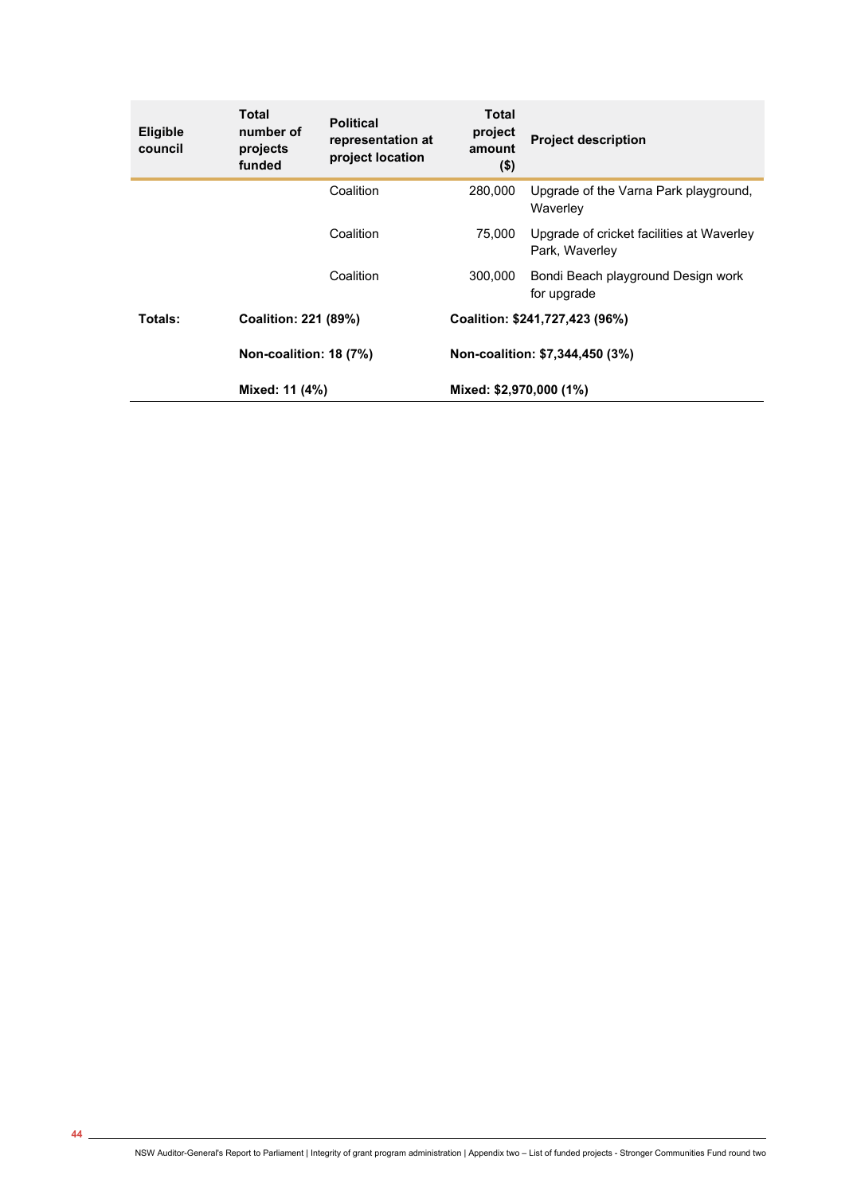| Eligible council | Total number of projects funded | Political representation at project location | Total project amount ($) | Project description |
|---|---|---|---|---|
| | | Coalition | 280,000 | Upgrade of the Varna Park playground, Waverley |
| | | Coalition | 75,000 | Upgrade of cricket facilities at Waverley Park, Waverley |
| | | Coalition | 300,000 | Bondi Beach playground Design work for upgrade |
| **Totals:** | **Coalition: 221 (89%)** | | **Coalition: $241,727,423 (96%)** | |
| | **Non-coalition: 18 (7%)** | | **Non-coalition: $7,344,450 (3%)** | |
| | **Mixed: 11 (4%)** | | **Mixed: $2,970,000 (1%)** | |